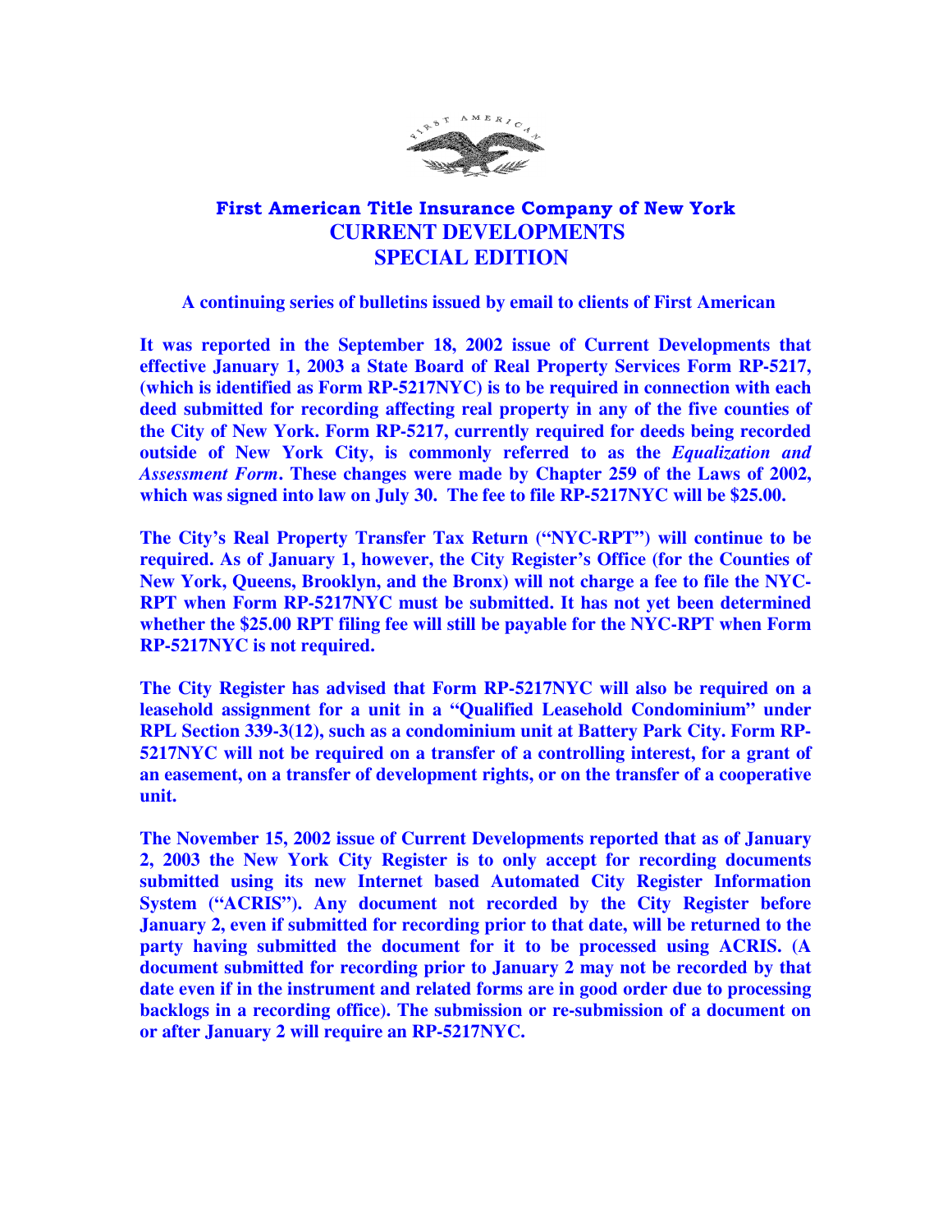# First American Title Insurance Company of New York
## CURRENT DEVELOPMENTS
## SPECIAL EDITION

**A continuing series of bulletins issued by email to clients of First American**

**It was reported in the September 18, 2002 issue of Current Developments that effective January 1, 2003 a State Board of Real Property Services Form RP-5217, (which is identified as Form RP-5217NYC) is to be required in connection with each deed submitted for recording affecting real property in any of the five counties of the City of New York. Form RP-5217, currently required for deeds being recorded outside of New York City, is commonly referred to as the *Equalization and Assessment Form*. These changes were made by Chapter 259 of the Laws of 2002, which was signed into law on July 30. The fee to file RP-5217NYC will be $25.00.**

**The City's Real Property Transfer Tax Return ("NYC-RPT") will continue to be required. As of January 1, however, the City Register's Office (for the Counties of New York, Queens, Brooklyn, and the Bronx) will not charge a fee to file the NYC-RPT when Form RP-5217NYC must be submitted. It has not yet been determined whether the $25.00 RPT filing fee will still be payable for the NYC-RPT when Form RP-5217NYC is not required.**

**The City Register has advised that Form RP-5217NYC will also be required on a leasehold assignment for a unit in a "Qualified Leasehold Condominium" under RPL Section 339-3(12), such as a condominium unit at Battery Park City. Form RP-5217NYC will not be required on a transfer of a controlling interest, for a grant of an easement, on a transfer of development rights, or on the transfer of a cooperative unit.**

**The November 15, 2002 issue of Current Developments reported that as of January 2, 2003 the New York City Register is to only accept for recording documents submitted using its new Internet based Automated City Register Information System ("ACRIS"). Any document not recorded by the City Register before January 2, even if submitted for recording prior to that date, will be returned to the party having submitted the document for it to be processed using ACRIS. (A document submitted for recording prior to January 2 may not be recorded by that date even if in the instrument and related forms are in good order due to processing backlogs in a recording office). The submission or re-submission of a document on or after January 2 will require an RP-5217NYC.**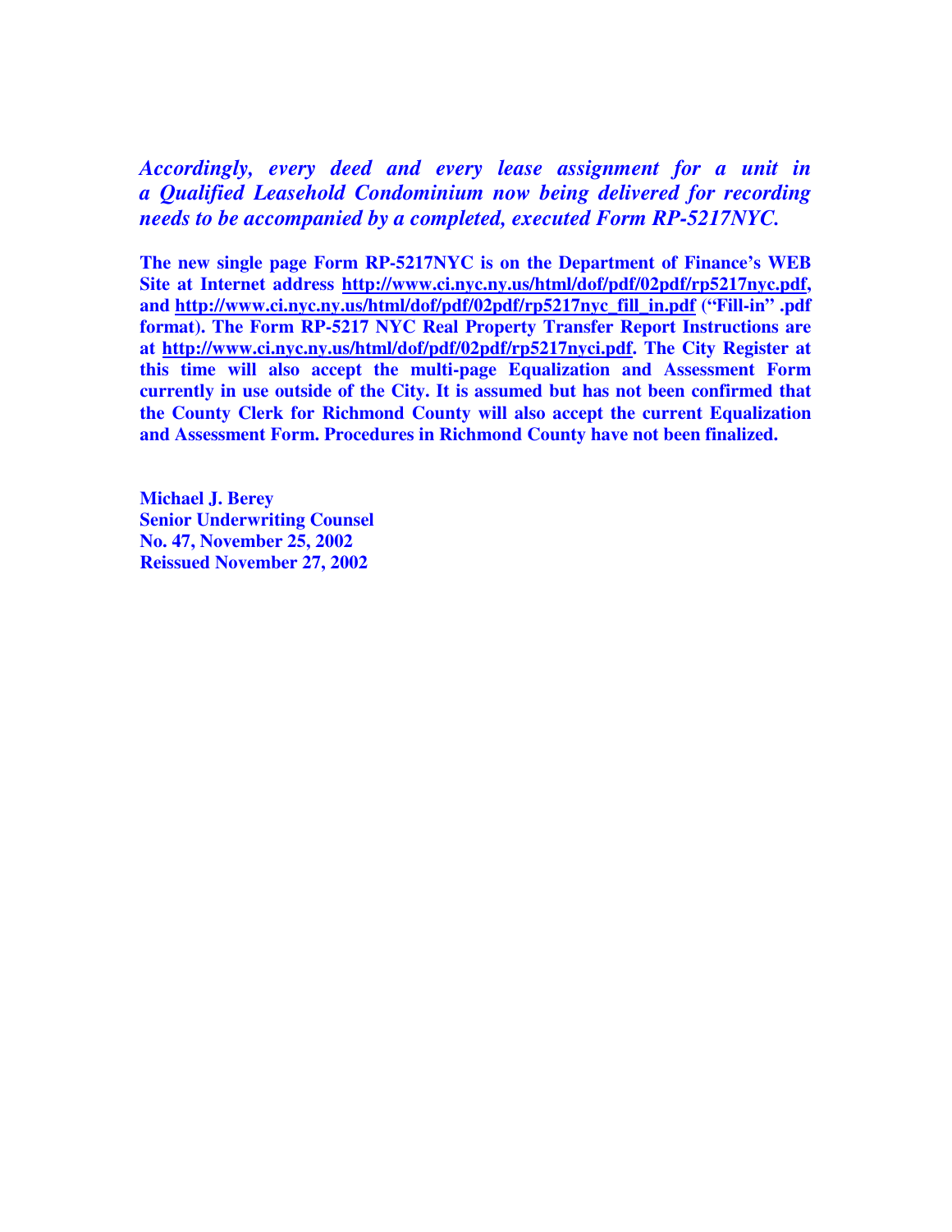***Accordingly, every deed and every lease assignment for a unit in a Qualified Leasehold Condominium now being delivered for recording needs to be accompanied by a completed, executed Form RP-5217NYC.***

**The new single page Form RP-5217NYC is on the Department of Finance's WEB Site at Internet address http://www.ci.nyc.ny.us/html/dof/pdf/02pdf/rp5217nyc.pdf, and http://www.ci.nyc.ny.us/html/dof/pdf/02pdf/rp5217nyc_fill_in.pdf ("Fill-in" .pdf format). The Form RP-5217 NYC Real Property Transfer Report Instructions are at http://www.ci.nyc.ny.us/html/dof/pdf/02pdf/rp5217nyci.pdf. The City Register at this time will also accept the multi-page Equalization and Assessment Form currently in use outside of the City. It is assumed but has not been confirmed that the County Clerk for Richmond County will also accept the current Equalization and Assessment Form. Procedures in Richmond County have not been finalized.**

**Michael J. Berey**
**Senior Underwriting Counsel**
**No. 47, November 25, 2002**
**Reissued November 27, 2002**